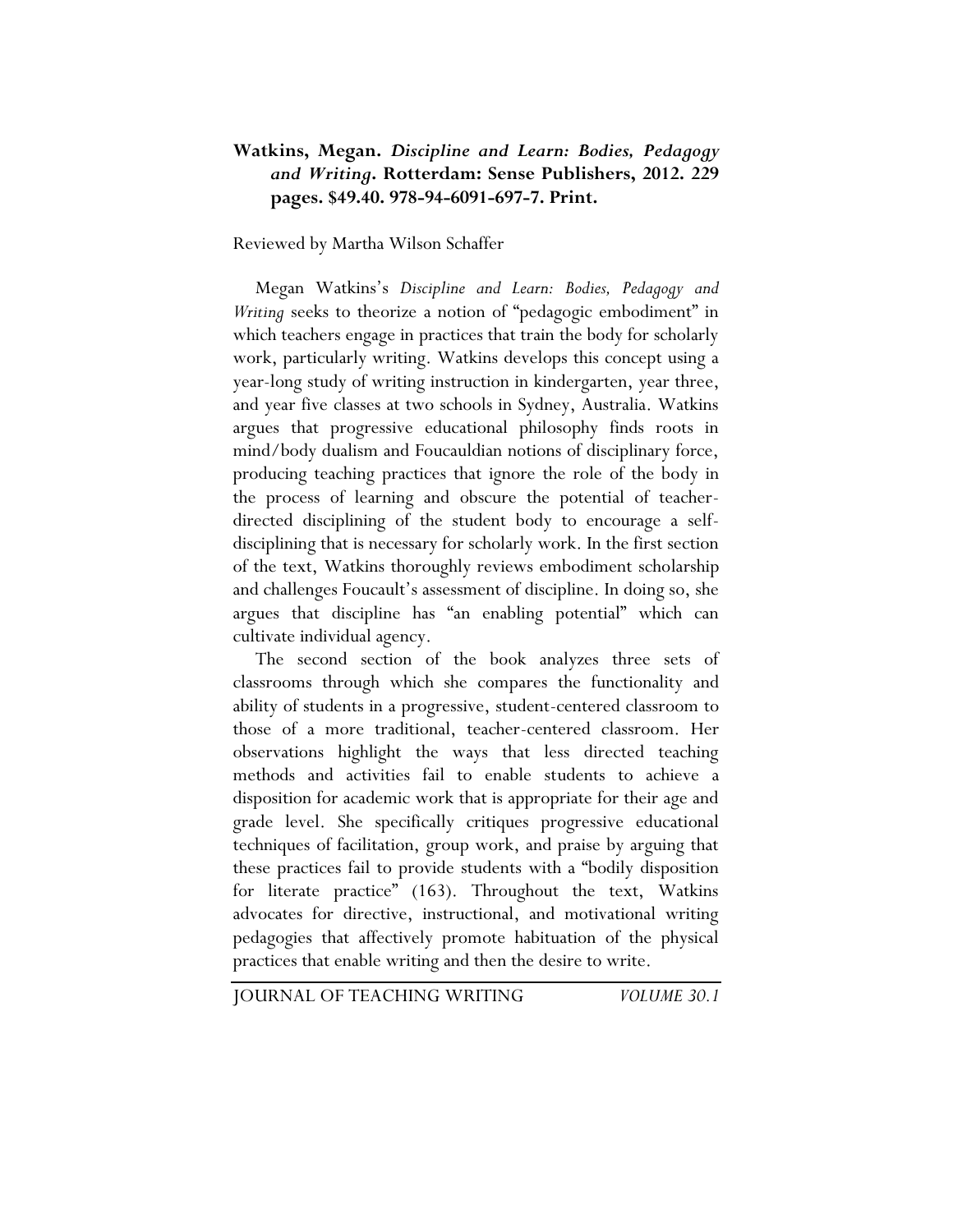**Watkins, Megan. *Discipline and Learn: Bodies, Pedagogy and Writing*. Rotterdam: Sense Publishers, 2012. 229 pages. $49.40. 978-94-6091-697-7. Print.**

Reviewed by Martha Wilson Schaffer

Megan Watkins's *Discipline and Learn: Bodies, Pedagogy and Writing* seeks to theorize a notion of "pedagogic embodiment" in which teachers engage in practices that train the body for scholarly work, particularly writing. Watkins develops this concept using a year-long study of writing instruction in kindergarten, year three, and year five classes at two schools in Sydney, Australia. Watkins argues that progressive educational philosophy finds roots in mind/body dualism and Foucauldian notions of disciplinary force, producing teaching practices that ignore the role of the body in the process of learning and obscure the potential of teacher-directed disciplining of the student body to encourage a self-disciplining that is necessary for scholarly work. In the first section of the text, Watkins thoroughly reviews embodiment scholarship and challenges Foucault's assessment of discipline. In doing so, she argues that discipline has "an enabling potential" which can cultivate individual agency.

The second section of the book analyzes three sets of classrooms through which she compares the functionality and ability of students in a progressive, student-centered classroom to those of a more traditional, teacher-centered classroom. Her observations highlight the ways that less directed teaching methods and activities fail to enable students to achieve a disposition for academic work that is appropriate for their age and grade level. She specifically critiques progressive educational techniques of facilitation, group work, and praise by arguing that these practices fail to provide students with a "bodily disposition for literate practice" (163). Throughout the text, Watkins advocates for directive, instructional, and motivational writing pedagogies that affectively promote habituation of the physical practices that enable writing and then the desire to write.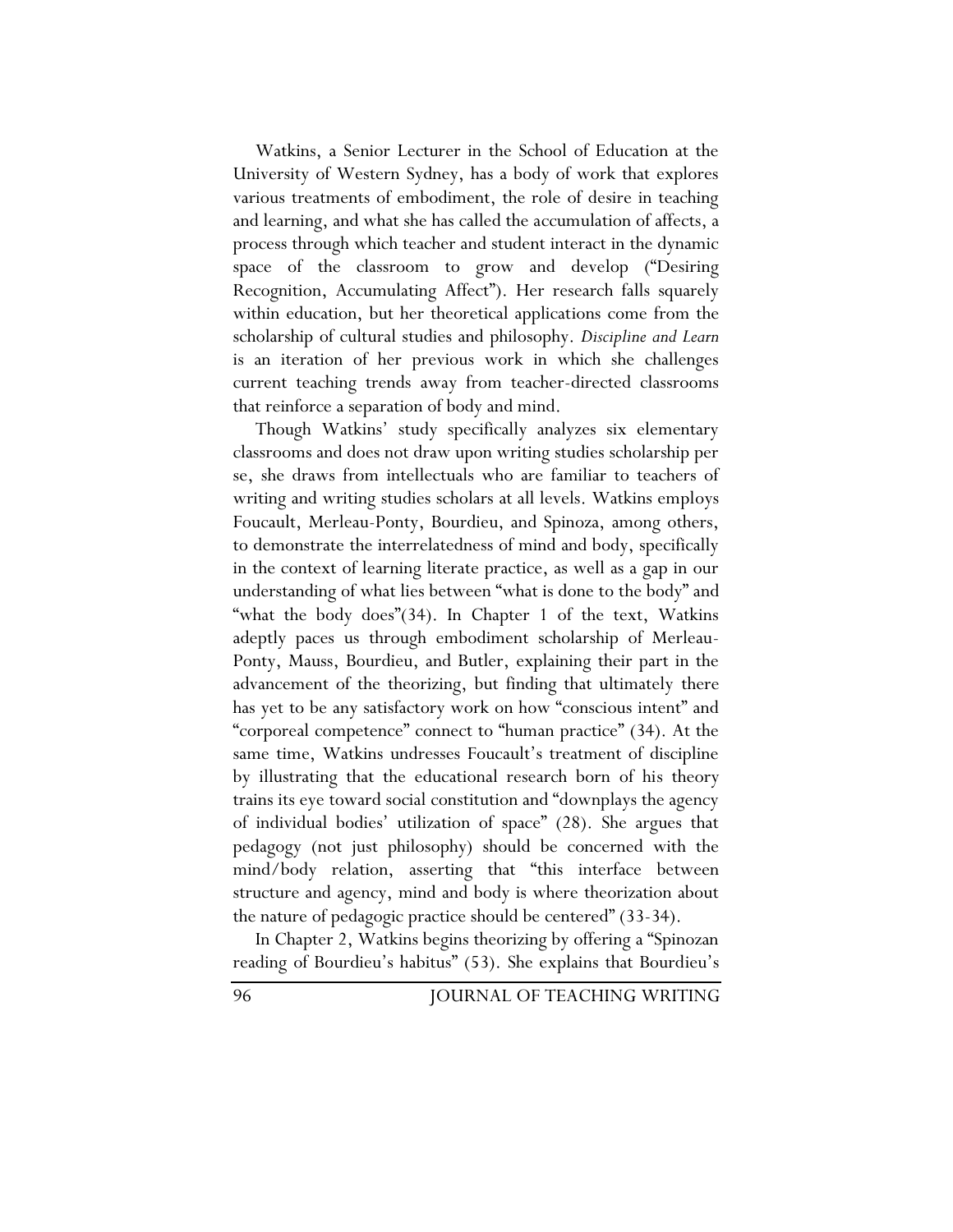Watkins, a Senior Lecturer in the School of Education at the University of Western Sydney, has a body of work that explores various treatments of embodiment, the role of desire in teaching and learning, and what she has called the accumulation of affects, a process through which teacher and student interact in the dynamic space of the classroom to grow and develop ("Desiring Recognition, Accumulating Affect"). Her research falls squarely within education, but her theoretical applications come from the scholarship of cultural studies and philosophy. *Discipline and Learn* is an iteration of her previous work in which she challenges current teaching trends away from teacher-directed classrooms that reinforce a separation of body and mind.

Though Watkins' study specifically analyzes six elementary classrooms and does not draw upon writing studies scholarship per se, she draws from intellectuals who are familiar to teachers of writing and writing studies scholars at all levels. Watkins employs Foucault, Merleau-Ponty, Bourdieu, and Spinoza, among others, to demonstrate the interrelatedness of mind and body, specifically in the context of learning literate practice, as well as a gap in our understanding of what lies between "what is done to the body" and "what the body does"(34). In Chapter 1 of the text, Watkins adeptly paces us through embodiment scholarship of Merleau-Ponty, Mauss, Bourdieu, and Butler, explaining their part in the advancement of the theorizing, but finding that ultimately there has yet to be any satisfactory work on how "conscious intent" and "corporeal competence" connect to "human practice" (34). At the same time, Watkins undresses Foucault's treatment of discipline by illustrating that the educational research born of his theory trains its eye toward social constitution and "downplays the agency of individual bodies' utilization of space" (28). She argues that pedagogy (not just philosophy) should be concerned with the mind/body relation, asserting that "this interface between structure and agency, mind and body is where theorization about the nature of pedagogic practice should be centered" (33-34).

In Chapter 2, Watkins begins theorizing by offering a "Spinozan reading of Bourdieu's habitus" (53). She explains that Bourdieu's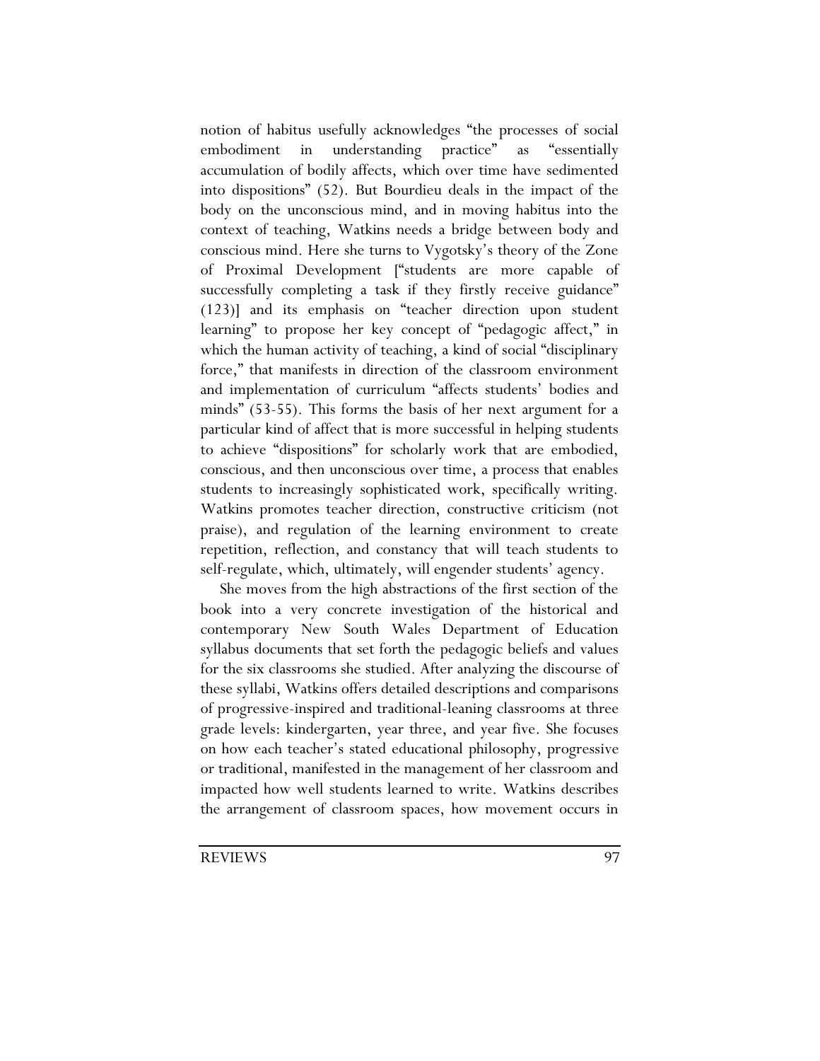notion of habitus usefully acknowledges "the processes of social embodiment in understanding practice" as "essentially accumulation of bodily affects, which over time have sedimented into dispositions" (52). But Bourdieu deals in the impact of the body on the unconscious mind, and in moving habitus into the context of teaching, Watkins needs a bridge between body and conscious mind. Here she turns to Vygotsky's theory of the Zone of Proximal Development ["students are more capable of successfully completing a task if they firstly receive guidance" (123)] and its emphasis on "teacher direction upon student learning" to propose her key concept of "pedagogic affect," in which the human activity of teaching, a kind of social "disciplinary force," that manifests in direction of the classroom environment and implementation of curriculum "affects students' bodies and minds" (53-55). This forms the basis of her next argument for a particular kind of affect that is more successful in helping students to achieve "dispositions" for scholarly work that are embodied, conscious, and then unconscious over time, a process that enables students to increasingly sophisticated work, specifically writing. Watkins promotes teacher direction, constructive criticism (not praise), and regulation of the learning environment to create repetition, reflection, and constancy that will teach students to self-regulate, which, ultimately, will engender students' agency.

She moves from the high abstractions of the first section of the book into a very concrete investigation of the historical and contemporary New South Wales Department of Education syllabus documents that set forth the pedagogic beliefs and values for the six classrooms she studied. After analyzing the discourse of these syllabi, Watkins offers detailed descriptions and comparisons of progressive-inspired and traditional-leaning classrooms at three grade levels: kindergarten, year three, and year five. She focuses on how each teacher's stated educational philosophy, progressive or traditional, manifested in the management of her classroom and impacted how well students learned to write. Watkins describes the arrangement of classroom spaces, how movement occurs in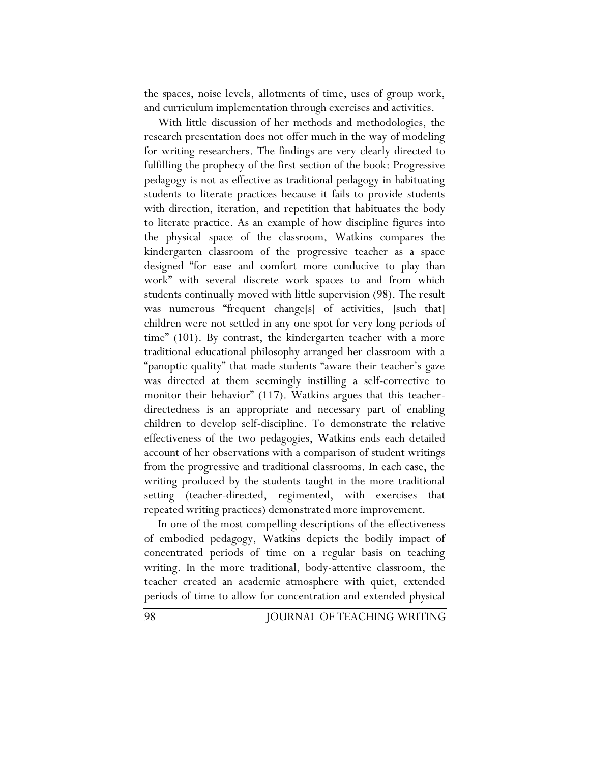the spaces, noise levels, allotments of time, uses of group work, and curriculum implementation through exercises and activities.

With little discussion of her methods and methodologies, the research presentation does not offer much in the way of modeling for writing researchers. The findings are very clearly directed to fulfilling the prophecy of the first section of the book: Progressive pedagogy is not as effective as traditional pedagogy in habituating students to literate practices because it fails to provide students with direction, iteration, and repetition that habituates the body to literate practice. As an example of how discipline figures into the physical space of the classroom, Watkins compares the kindergarten classroom of the progressive teacher as a space designed "for ease and comfort more conducive to play than work" with several discrete work spaces to and from which students continually moved with little supervision (98). The result was numerous "frequent change[s] of activities, [such that] children were not settled in any one spot for very long periods of time" (101). By contrast, the kindergarten teacher with a more traditional educational philosophy arranged her classroom with a "panoptic quality" that made students "aware their teacher's gaze was directed at them seemingly instilling a self-corrective to monitor their behavior" (117). Watkins argues that this teacher-directedness is an appropriate and necessary part of enabling children to develop self-discipline. To demonstrate the relative effectiveness of the two pedagogies, Watkins ends each detailed account of her observations with a comparison of student writings from the progressive and traditional classrooms. In each case, the writing produced by the students taught in the more traditional setting (teacher-directed, regimented, with exercises that repeated writing practices) demonstrated more improvement.

In one of the most compelling descriptions of the effectiveness of embodied pedagogy, Watkins depicts the bodily impact of concentrated periods of time on a regular basis on teaching writing. In the more traditional, body-attentive classroom, the teacher created an academic atmosphere with quiet, extended periods of time to allow for concentration and extended physical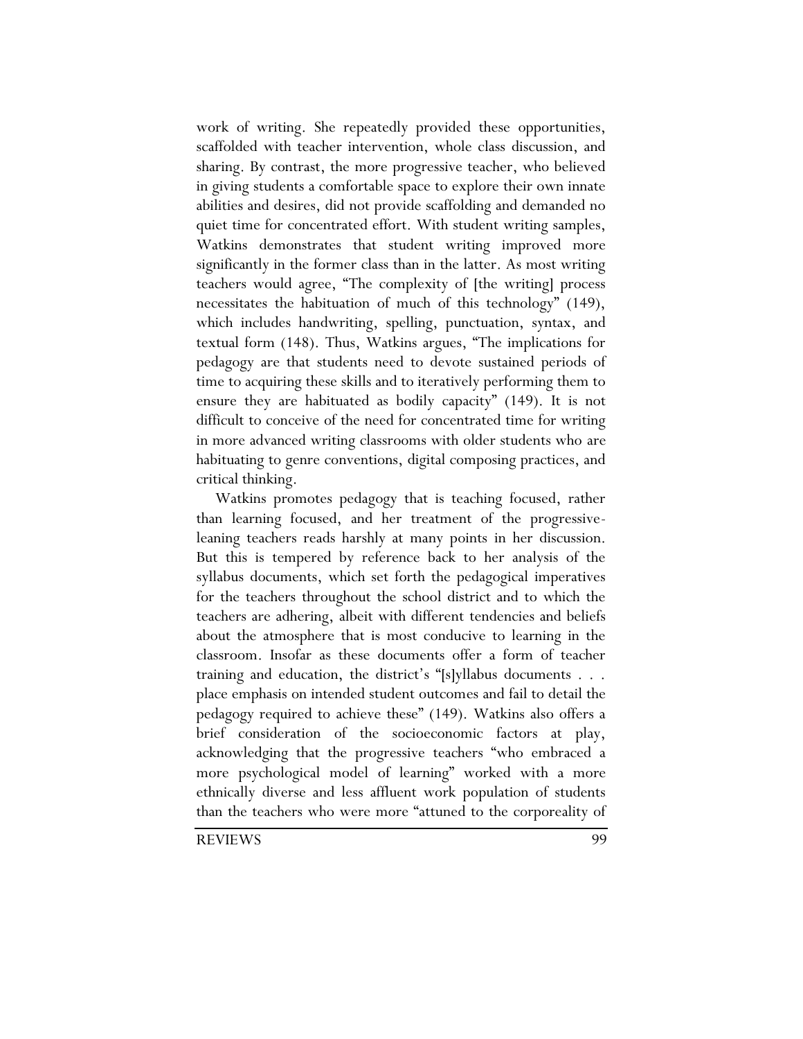work of writing. She repeatedly provided these opportunities, scaffolded with teacher intervention, whole class discussion, and sharing. By contrast, the more progressive teacher, who believed in giving students a comfortable space to explore their own innate abilities and desires, did not provide scaffolding and demanded no quiet time for concentrated effort. With student writing samples, Watkins demonstrates that student writing improved more significantly in the former class than in the latter. As most writing teachers would agree, "The complexity of [the writing] process necessitates the habituation of much of this technology" (149), which includes handwriting, spelling, punctuation, syntax, and textual form (148). Thus, Watkins argues, "The implications for pedagogy are that students need to devote sustained periods of time to acquiring these skills and to iteratively performing them to ensure they are habituated as bodily capacity" (149). It is not difficult to conceive of the need for concentrated time for writing in more advanced writing classrooms with older students who are habituating to genre conventions, digital composing practices, and critical thinking.

Watkins promotes pedagogy that is teaching focused, rather than learning focused, and her treatment of the progressive-leaning teachers reads harshly at many points in her discussion. But this is tempered by reference back to her analysis of the syllabus documents, which set forth the pedagogical imperatives for the teachers throughout the school district and to which the teachers are adhering, albeit with different tendencies and beliefs about the atmosphere that is most conducive to learning in the classroom. Insofar as these documents offer a form of teacher training and education, the district's "[s]yllabus documents . . . place emphasis on intended student outcomes and fail to detail the pedagogy required to achieve these" (149). Watkins also offers a brief consideration of the socioeconomic factors at play, acknowledging that the progressive teachers "who embraced a more psychological model of learning" worked with a more ethnically diverse and less affluent work population of students than the teachers who were more "attuned to the corporeality of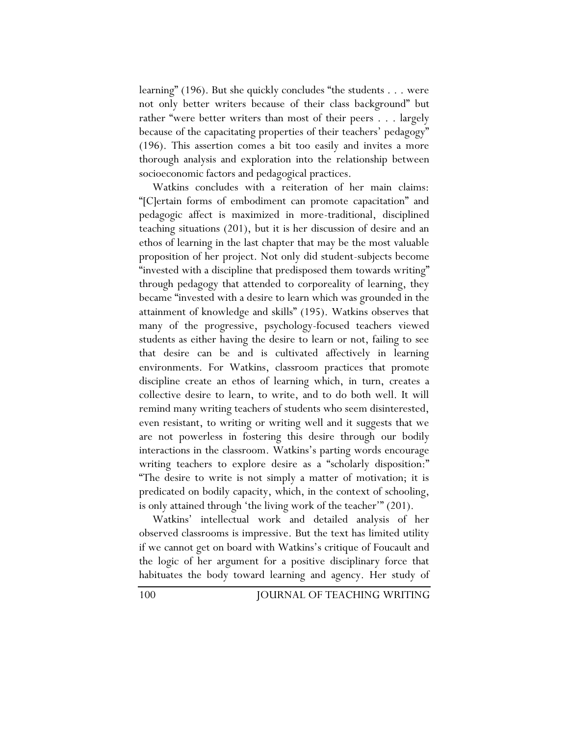learning" (196). But she quickly concludes "the students . . . were not only better writers because of their class background" but rather "were better writers than most of their peers . . . largely because of the capacitating properties of their teachers' pedagogy" (196). This assertion comes a bit too easily and invites a more thorough analysis and exploration into the relationship between socioeconomic factors and pedagogical practices.

Watkins concludes with a reiteration of her main claims: "[C]ertain forms of embodiment can promote capacitation" and pedagogic affect is maximized in more-traditional, disciplined teaching situations (201), but it is her discussion of desire and an ethos of learning in the last chapter that may be the most valuable proposition of her project. Not only did student-subjects become "invested with a discipline that predisposed them towards writing" through pedagogy that attended to corporeality of learning, they became "invested with a desire to learn which was grounded in the attainment of knowledge and skills" (195). Watkins observes that many of the progressive, psychology-focused teachers viewed students as either having the desire to learn or not, failing to see that desire can be and is cultivated affectively in learning environments. For Watkins, classroom practices that promote discipline create an ethos of learning which, in turn, creates a collective desire to learn, to write, and to do both well. It will remind many writing teachers of students who seem disinterested, even resistant, to writing or writing well and it suggests that we are not powerless in fostering this desire through our bodily interactions in the classroom. Watkins's parting words encourage writing teachers to explore desire as a "scholarly disposition:" "The desire to write is not simply a matter of motivation; it is predicated on bodily capacity, which, in the context of schooling, is only attained through 'the living work of the teacher'" (201).

Watkins' intellectual work and detailed analysis of her observed classrooms is impressive. But the text has limited utility if we cannot get on board with Watkins's critique of Foucault and the logic of her argument for a positive disciplinary force that habituates the body toward learning and agency. Her study of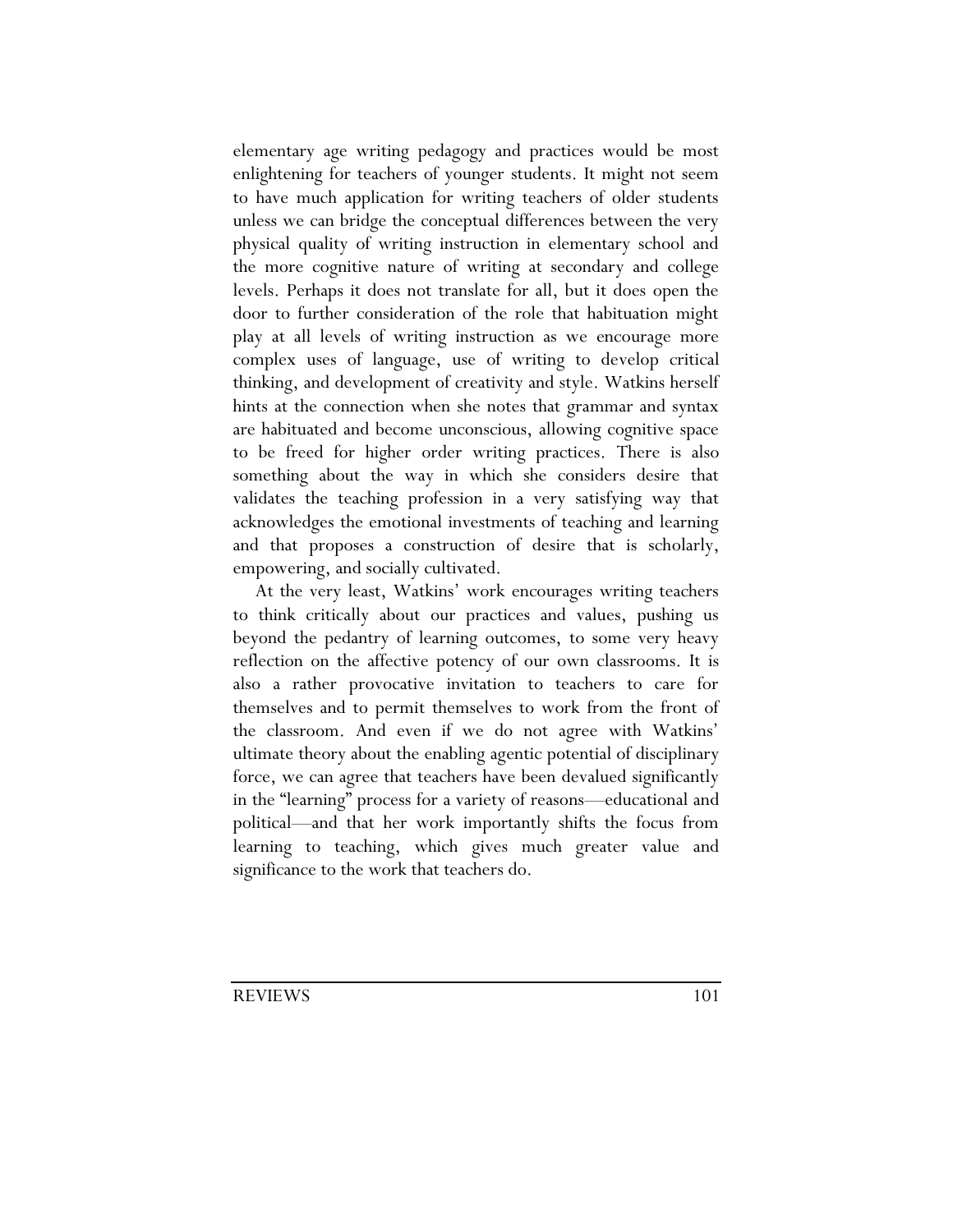elementary age writing pedagogy and practices would be most enlightening for teachers of younger students. It might not seem to have much application for writing teachers of older students unless we can bridge the conceptual differences between the very physical quality of writing instruction in elementary school and the more cognitive nature of writing at secondary and college levels. Perhaps it does not translate for all, but it does open the door to further consideration of the role that habituation might play at all levels of writing instruction as we encourage more complex uses of language, use of writing to develop critical thinking, and development of creativity and style. Watkins herself hints at the connection when she notes that grammar and syntax are habituated and become unconscious, allowing cognitive space to be freed for higher order writing practices. There is also something about the way in which she considers desire that validates the teaching profession in a very satisfying way that acknowledges the emotional investments of teaching and learning and that proposes a construction of desire that is scholarly, empowering, and socially cultivated.

At the very least, Watkins' work encourages writing teachers to think critically about our practices and values, pushing us beyond the pedantry of learning outcomes, to some very heavy reflection on the affective potency of our own classrooms. It is also a rather provocative invitation to teachers to care for themselves and to permit themselves to work from the front of the classroom. And even if we do not agree with Watkins' ultimate theory about the enabling agentic potential of disciplinary force, we can agree that teachers have been devalued significantly in the "learning" process for a variety of reasons—educational and political—and that her work importantly shifts the focus from learning to teaching, which gives much greater value and significance to the work that teachers do.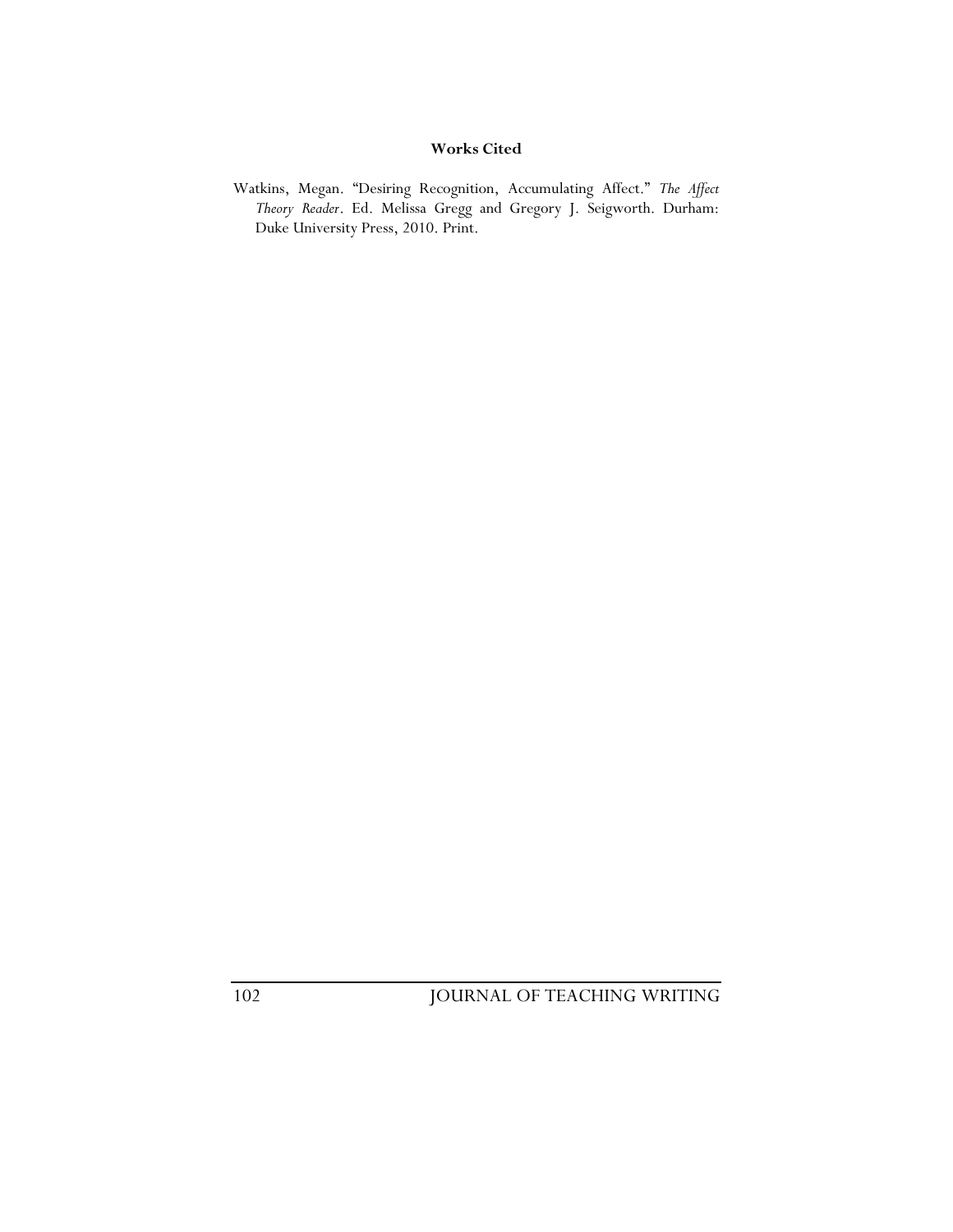### Works Cited

Watkins, Megan. "Desiring Recognition, Accumulating Affect." *The Affect Theory Reader*. Ed. Melissa Gregg and Gregory J. Seigworth. Durham: Duke University Press, 2010. Print.